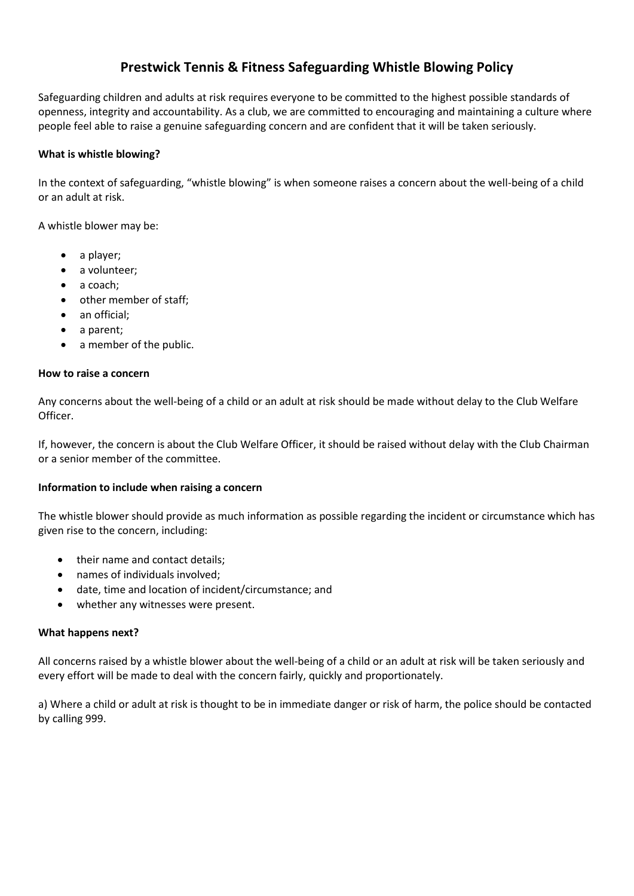# Prestwick Tennis & Fitness Safeguarding Whistle Blowing Policy

Safeguarding children and adults at risk requires everyone to be committed to the highest possible standards of openness, integrity and accountability. As a club, we are committed to encouraging and maintaining a culture where people feel able to raise a genuine safeguarding concern and are confident that it will be taken seriously.

**What is whistle blowing?**

In the context of safeguarding, "whistle blowing" is when someone raises a concern about the well-being of a child or an adult at risk.

A whistle blower may be:

- a player;
- a volunteer;
- a coach;
- other member of staff;
- an official;
- a parent;
- a member of the public.

**How to raise a concern**

Any concerns about the well-being of a child or an adult at risk should be made without delay to the Club Welfare Officer.

If, however, the concern is about the Club Welfare Officer, it should be raised without delay with the Club Chairman or a senior member of the committee.

**Information to include when raising a concern**

The whistle blower should provide as much information as possible regarding the incident or circumstance which has given rise to the concern, including:

- their name and contact details;
- names of individuals involved;
- date, time and location of incident/circumstance; and
- whether any witnesses were present.

**What happens next?**

All concerns raised by a whistle blower about the well-being of a child or an adult at risk will be taken seriously and every effort will be made to deal with the concern fairly, quickly and proportionately.

a) Where a child or adult at risk is thought to be in immediate danger or risk of harm, the police should be contacted by calling 999.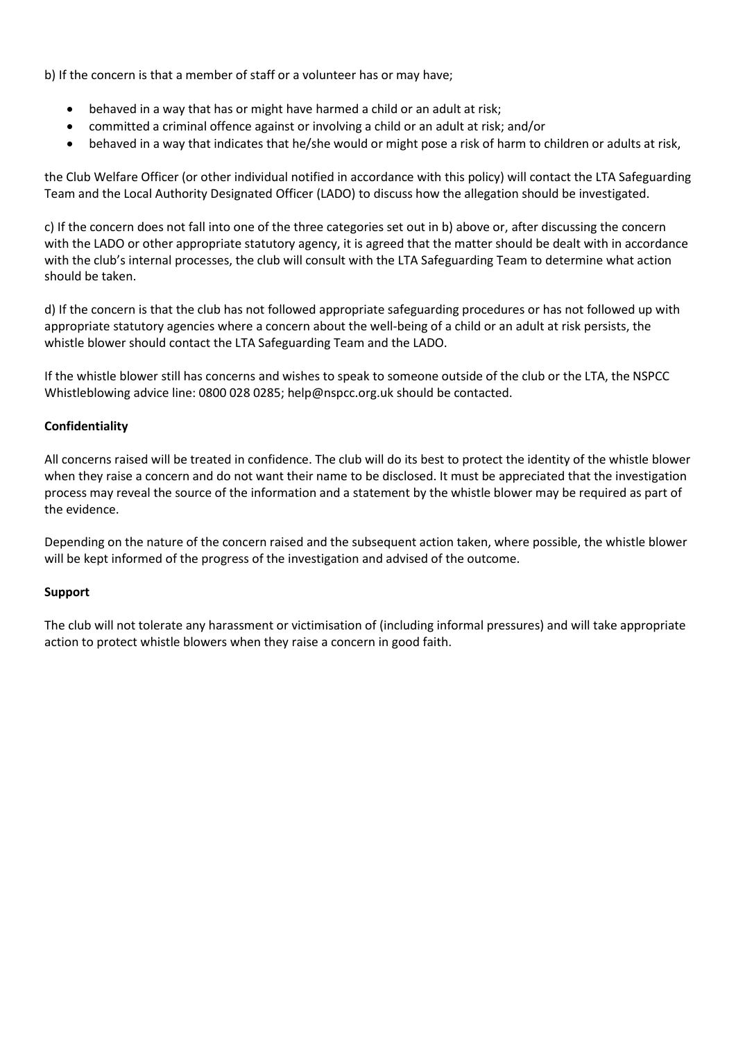b) If the concern is that a member of staff or a volunteer has or may have;

- behaved in a way that has or might have harmed a child or an adult at risk;
- committed a criminal offence against or involving a child or an adult at risk; and/or
- behaved in a way that indicates that he/she would or might pose a risk of harm to children or adults at risk,

the Club Welfare Officer (or other individual notified in accordance with this policy) will contact the LTA Safeguarding Team and the Local Authority Designated Officer (LADO) to discuss how the allegation should be investigated.

c) If the concern does not fall into one of the three categories set out in b) above or, after discussing the concern with the LADO or other appropriate statutory agency, it is agreed that the matter should be dealt with in accordance with the club's internal processes, the club will consult with the LTA Safeguarding Team to determine what action should be taken.

d) If the concern is that the club has not followed appropriate safeguarding procedures or has not followed up with appropriate statutory agencies where a concern about the well-being of a child or an adult at risk persists, the whistle blower should contact the LTA Safeguarding Team and the LADO.

If the whistle blower still has concerns and wishes to speak to someone outside of the club or the LTA, the NSPCC Whistleblowing advice line: 0800 028 0285; help@nspcc.org.uk should be contacted.

**Confidentiality**

All concerns raised will be treated in confidence. The club will do its best to protect the identity of the whistle blower when they raise a concern and do not want their name to be disclosed. It must be appreciated that the investigation process may reveal the source of the information and a statement by the whistle blower may be required as part of the evidence.

Depending on the nature of the concern raised and the subsequent action taken, where possible, the whistle blower will be kept informed of the progress of the investigation and advised of the outcome.

**Support**

The club will not tolerate any harassment or victimisation of (including informal pressures) and will take appropriate action to protect whistle blowers when they raise a concern in good faith.